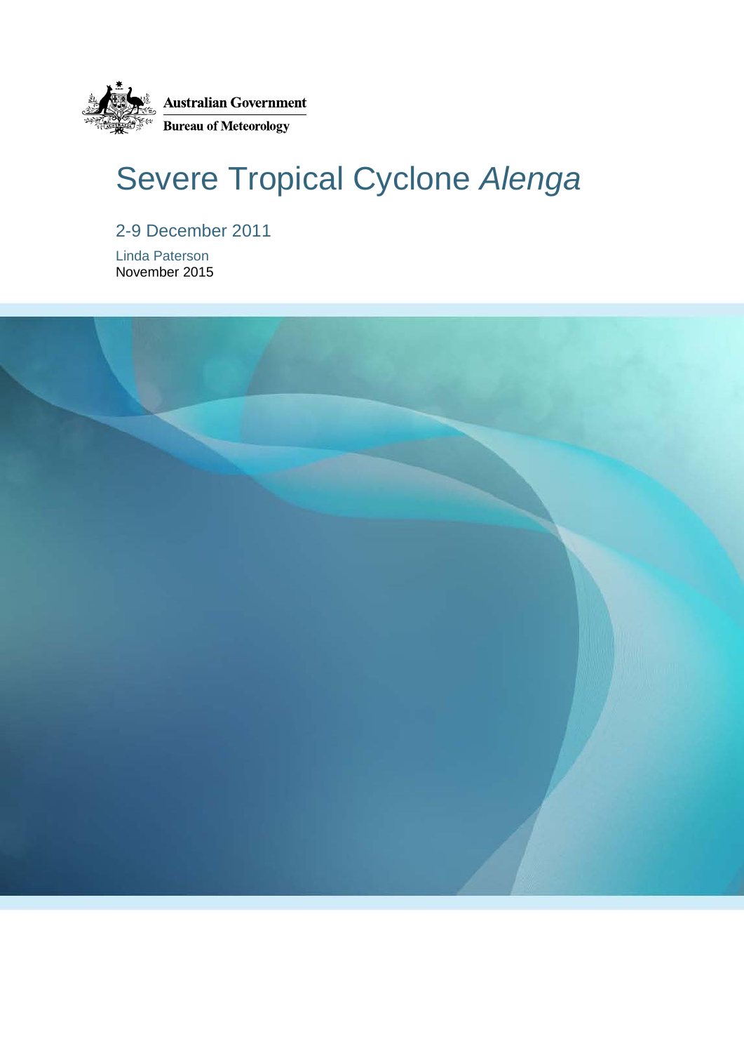Australian Government

Bureau of Meteorology

# Severe Tropical Cyclone *Alenga*

## 2-9 December 2011

Linda Paterson

November 2015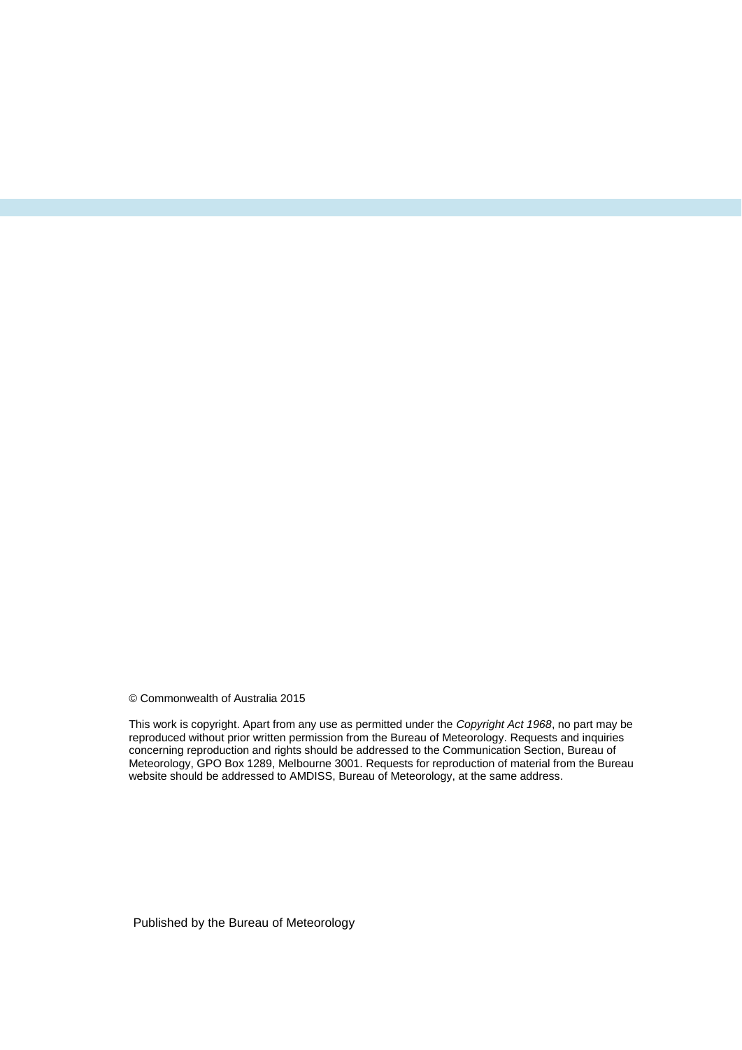© Commonwealth of Australia 2015

This work is copyright. Apart from any use as permitted under the *Copyright Act 1968*, no part may be reproduced without prior written permission from the Bureau of Meteorology. Requests and inquiries concerning reproduction and rights should be addressed to the Communication Section, Bureau of Meteorology, GPO Box 1289, Melbourne 3001. Requests for reproduction of material from the Bureau website should be addressed to AMDISS, Bureau of Meteorology, at the same address.

Published by the Bureau of Meteorology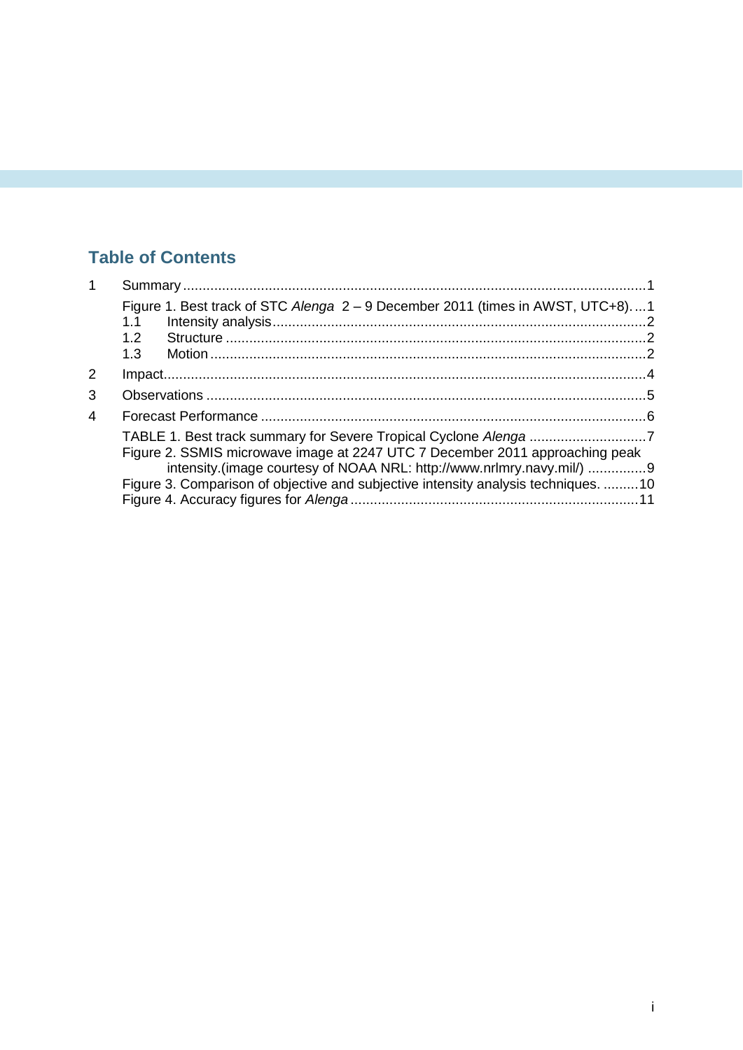## Table of Contents

1 Summary ..... 1

Figure 1. Best track of STC *Alenga* 2 – 9 December 2011 (times in AWST, UTC+8). ... 1

1.1 Intensity analysis ..... 2

1.2 Structure ..... 2

1.3 Motion ..... 2

2 Impact ..... 4

3 Observations ..... 5

4 Forecast Performance ..... 6

TABLE 1. Best track summary for Severe Tropical Cyclone *Alenga* ..... 7

Figure 2. SSMIS microwave image at 2247 UTC 7 December 2011 approaching peak intensity.(image courtesy of NOAA NRL: http://www.nrlmry.navy.mil/) ..... 9

Figure 3. Comparison of objective and subjective intensity analysis techniques. ..... 10

Figure 4. Accuracy figures for *Alenga* ..... 11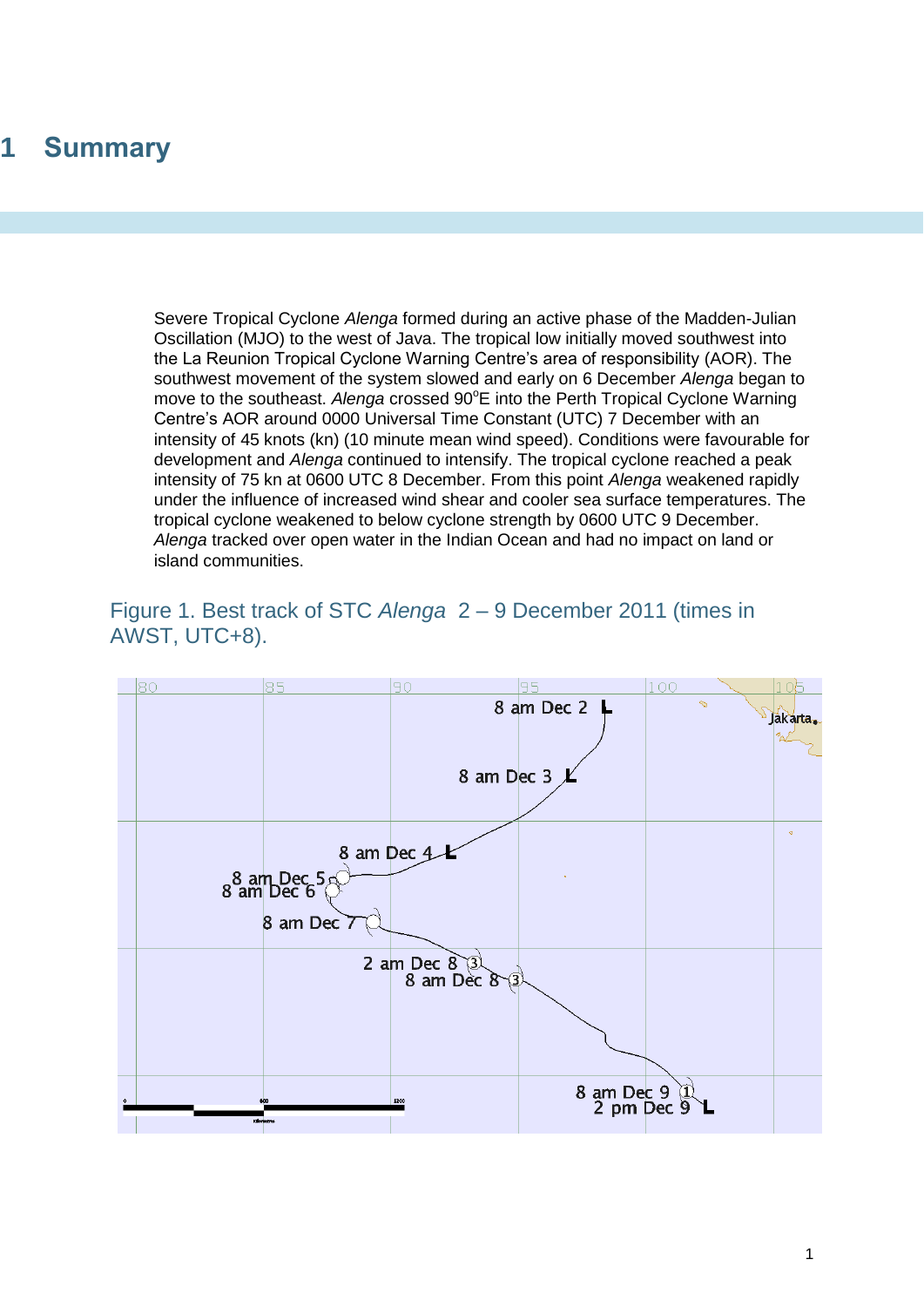# 1 Summary

Severe Tropical Cyclone *Alenga* formed during an active phase of the Madden-Julian Oscillation (MJO) to the west of Java. The tropical low initially moved southwest into the La Reunion Tropical Cyclone Warning Centre's area of responsibility (AOR). The southwest movement of the system slowed and early on 6 December *Alenga* began to move to the southeast. *Alenga* crossed 90°E into the Perth Tropical Cyclone Warning Centre's AOR around 0000 Universal Time Constant (UTC) 7 December with an intensity of 45 knots (kn) (10 minute mean wind speed). Conditions were favourable for development and *Alenga* continued to intensify. The tropical cyclone reached a peak intensity of 75 kn at 0600 UTC 8 December. From this point *Alenga* weakened rapidly under the influence of increased wind shear and cooler sea surface temperatures. The tropical cyclone weakened to below cyclone strength by 0600 UTC 9 December. *Alenga* tracked over open water in the Indian Ocean and had no impact on land or island communities.

Figure 1. Best track of STC *Alenga* 2 – 9 December 2011 (times in AWST, UTC+8).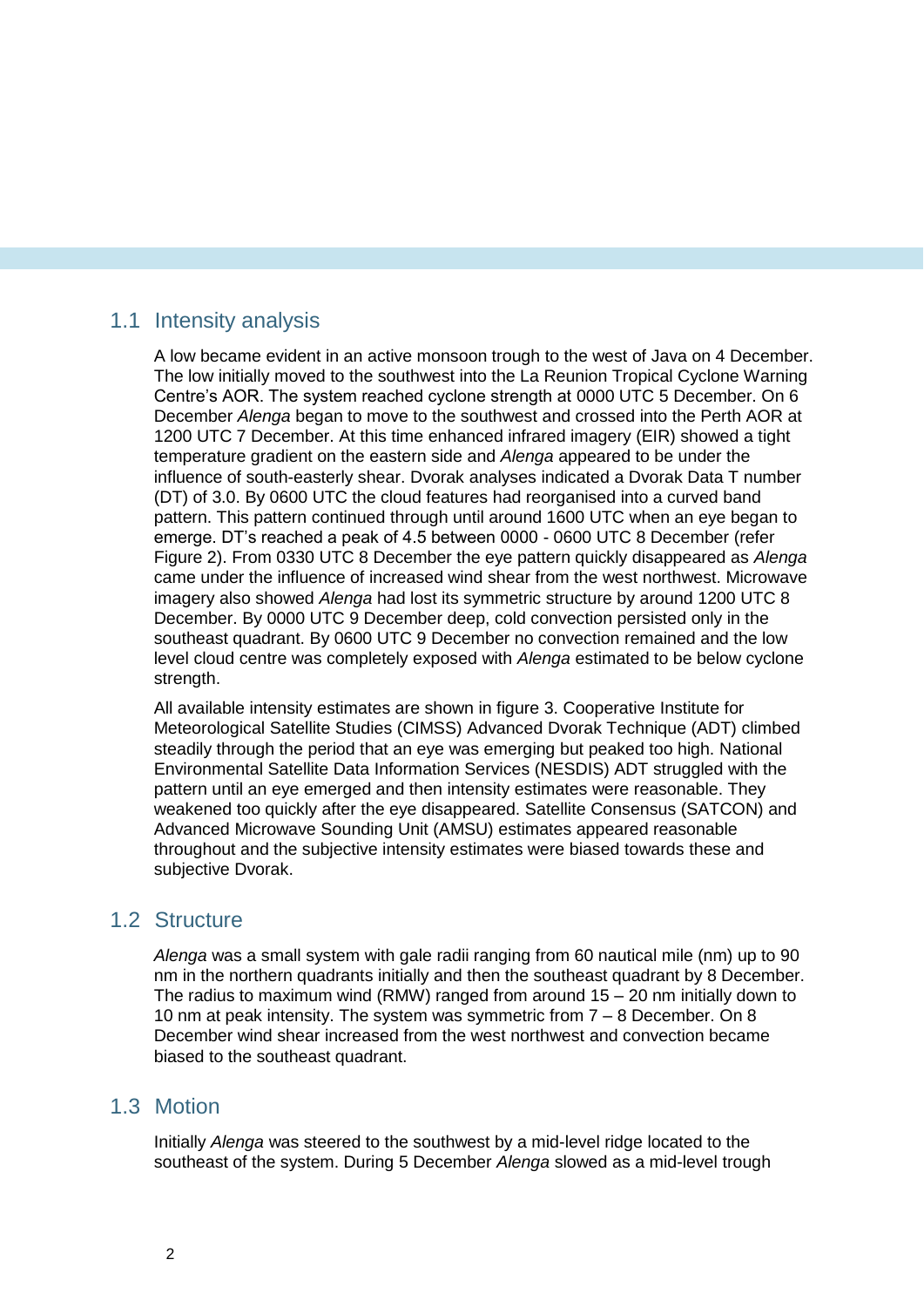## 1.1 Intensity analysis

A low became evident in an active monsoon trough to the west of Java on 4 December. The low initially moved to the southwest into the La Reunion Tropical Cyclone Warning Centre's AOR. The system reached cyclone strength at 0000 UTC 5 December. On 6 December *Alenga* began to move to the southwest and crossed into the Perth AOR at 1200 UTC 7 December. At this time enhanced infrared imagery (EIR) showed a tight temperature gradient on the eastern side and *Alenga* appeared to be under the influence of south-easterly shear. Dvorak analyses indicated a Dvorak Data T number (DT) of 3.0. By 0600 UTC the cloud features had reorganised into a curved band pattern. This pattern continued through until around 1600 UTC when an eye began to emerge. DT's reached a peak of 4.5 between 0000 - 0600 UTC 8 December (refer Figure 2). From 0330 UTC 8 December the eye pattern quickly disappeared as *Alenga* came under the influence of increased wind shear from the west northwest. Microwave imagery also showed *Alenga* had lost its symmetric structure by around 1200 UTC 8 December. By 0000 UTC 9 December deep, cold convection persisted only in the southeast quadrant. By 0600 UTC 9 December no convection remained and the low level cloud centre was completely exposed with *Alenga* estimated to be below cyclone strength.

All available intensity estimates are shown in figure 3. Cooperative Institute for Meteorological Satellite Studies (CIMSS) Advanced Dvorak Technique (ADT) climbed steadily through the period that an eye was emerging but peaked too high. National Environmental Satellite Data Information Services (NESDIS) ADT struggled with the pattern until an eye emerged and then intensity estimates were reasonable. They weakened too quickly after the eye disappeared. Satellite Consensus (SATCON) and Advanced Microwave Sounding Unit (AMSU) estimates appeared reasonable throughout and the subjective intensity estimates were biased towards these and subjective Dvorak.

## 1.2 Structure

*Alenga* was a small system with gale radii ranging from 60 nautical mile (nm) up to 90 nm in the northern quadrants initially and then the southeast quadrant by 8 December. The radius to maximum wind (RMW) ranged from around 15 – 20 nm initially down to 10 nm at peak intensity. The system was symmetric from 7 – 8 December. On 8 December wind shear increased from the west northwest and convection became biased to the southeast quadrant.

## 1.3 Motion

Initially *Alenga* was steered to the southwest by a mid-level ridge located to the southeast of the system. During 5 December *Alenga* slowed as a mid-level trough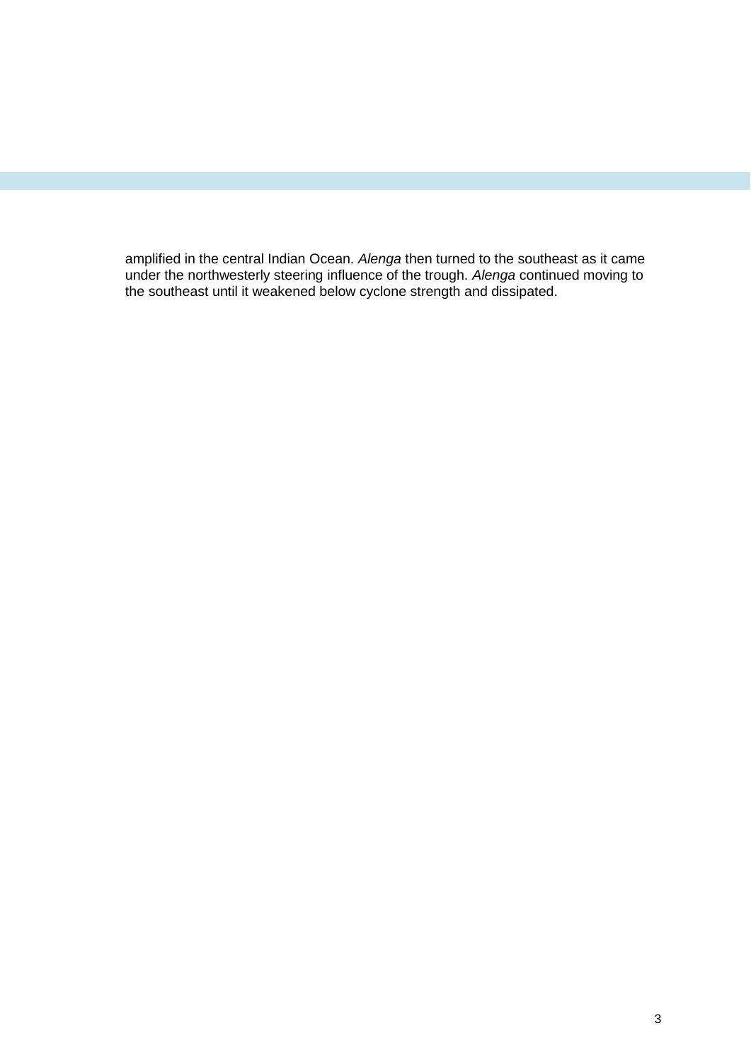amplified in the central Indian Ocean. *Alenga* then turned to the southeast as it came under the northwesterly steering influence of the trough. *Alenga* continued moving to the southeast until it weakened below cyclone strength and dissipated.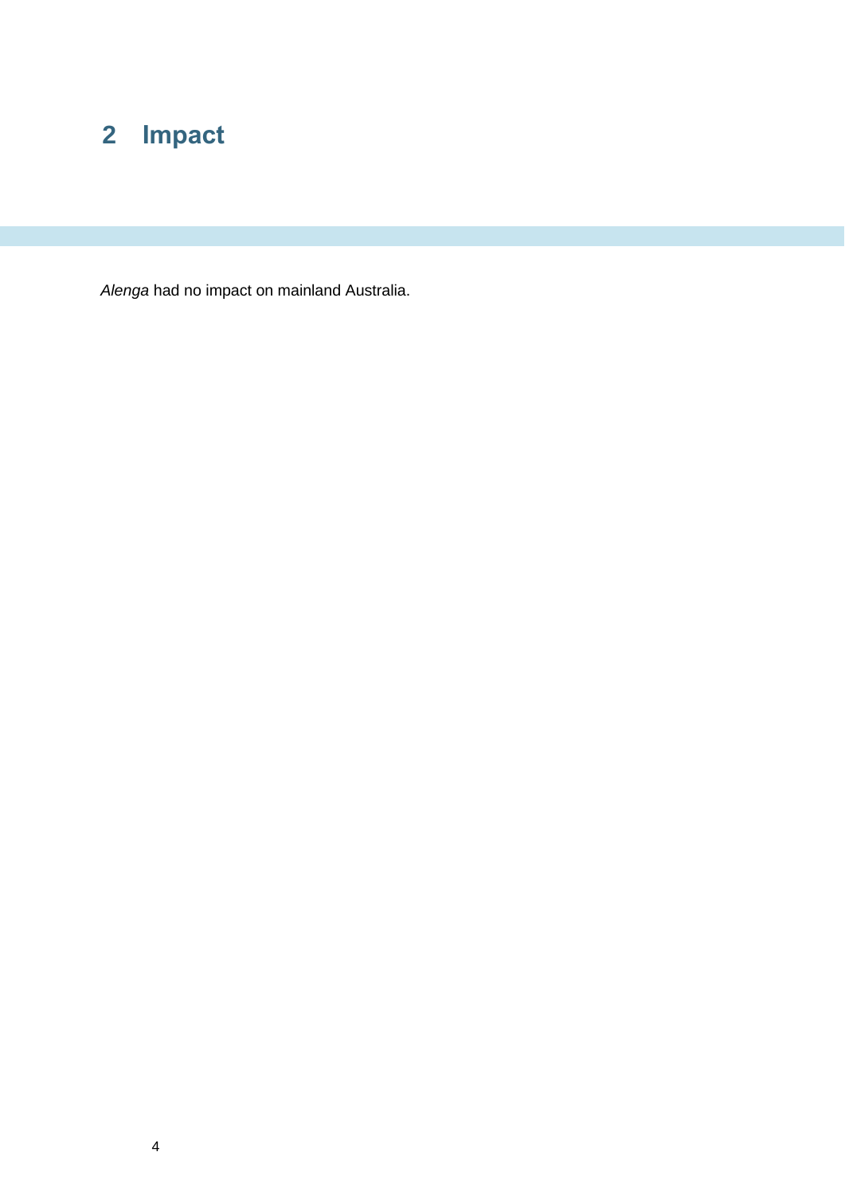# 2 Impact

*Alenga* had no impact on mainland Australia.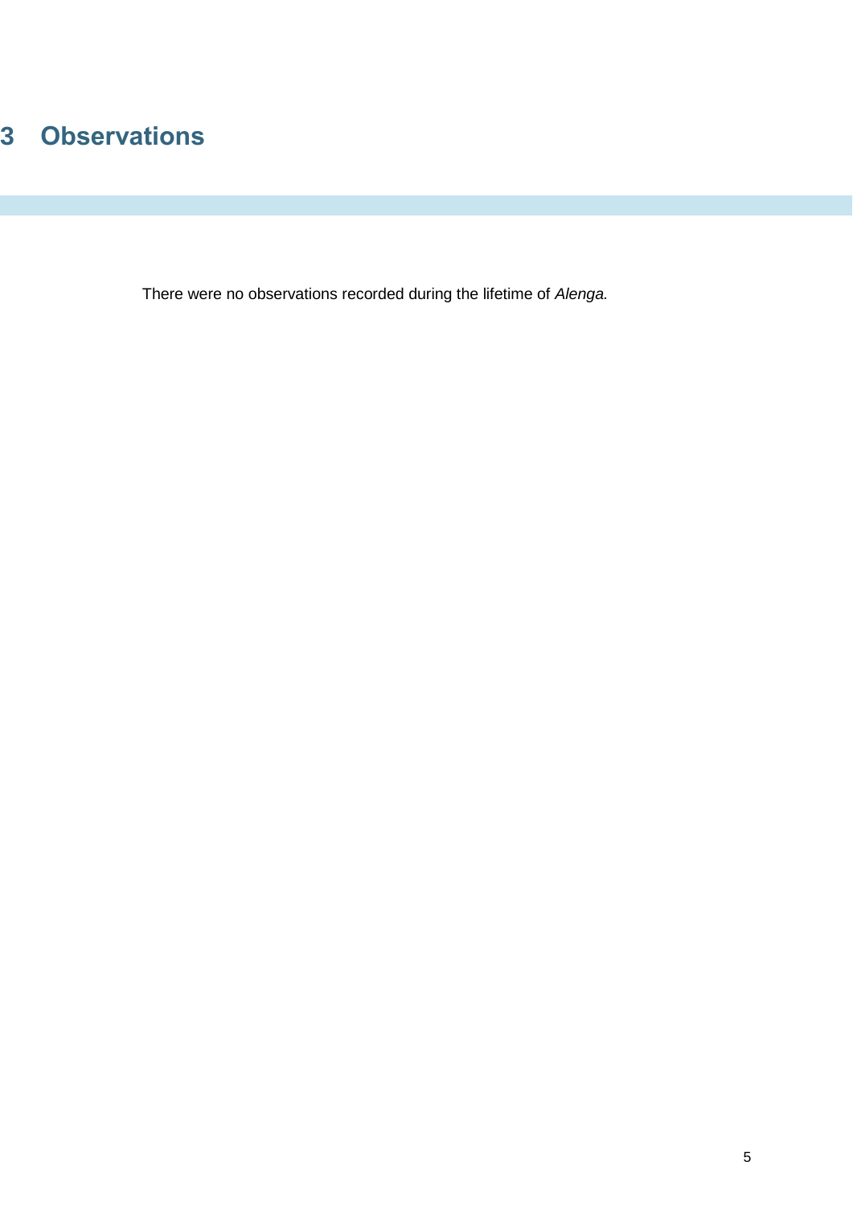# 3 Observations

There were no observations recorded during the lifetime of *Alenga.*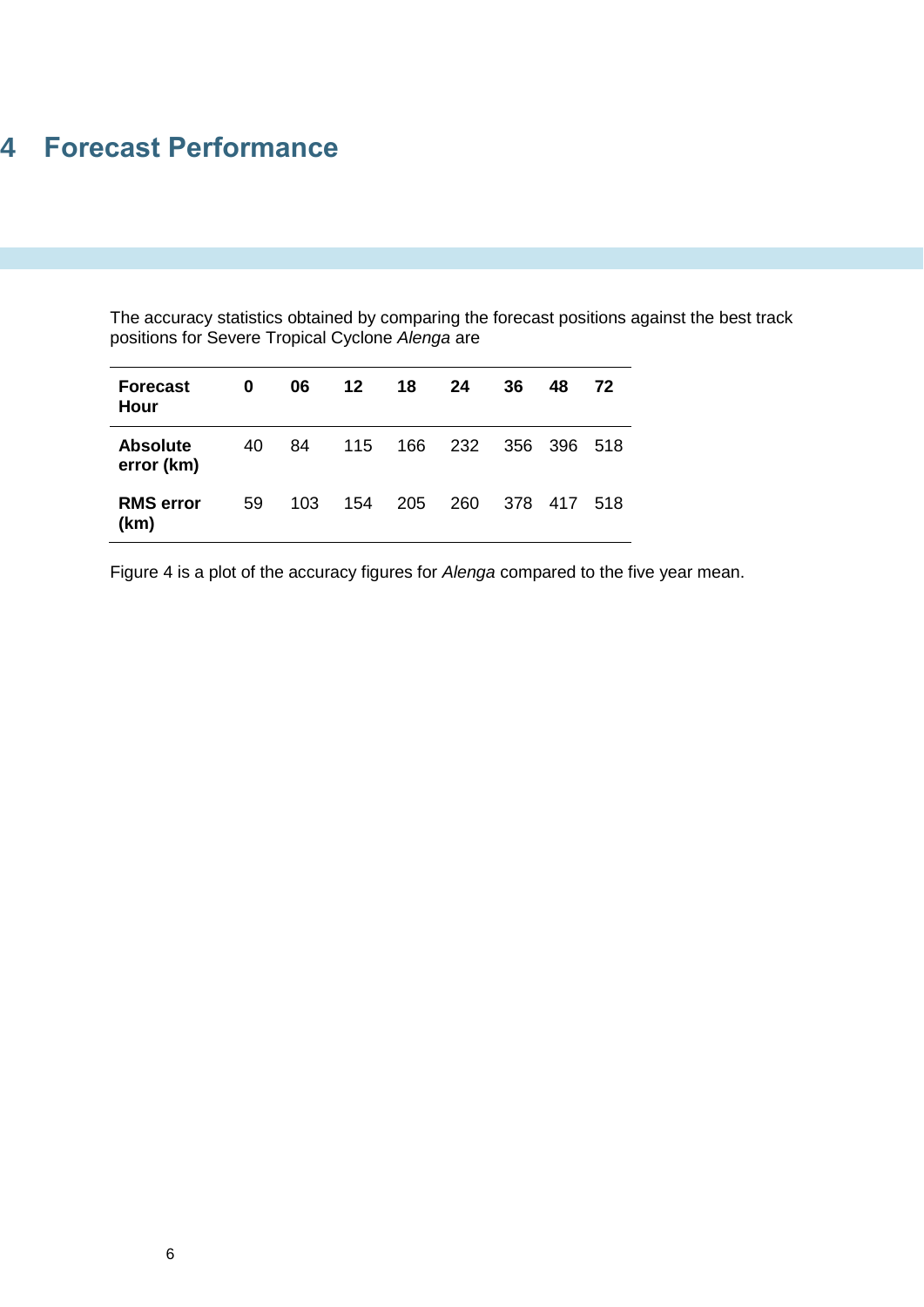# 4 Forecast Performance

The accuracy statistics obtained by comparing the forecast positions against the best track positions for Severe Tropical Cyclone *Alenga* are

| **Forecast Hour** | **0** | **06** | **12** | **18** | **24** | **36** | **48** | **72** |
|---|---|---|---|---|---|---|---|---|
| **Absolute error (km)** | 40 | 84 | 115 | 166 | 232 | 356 | 396 | 518 |
| **RMS error (km)** | 59 | 103 | 154 | 205 | 260 | 378 | 417 | 518 |

Figure 4 is a plot of the accuracy figures for *Alenga* compared to the five year mean.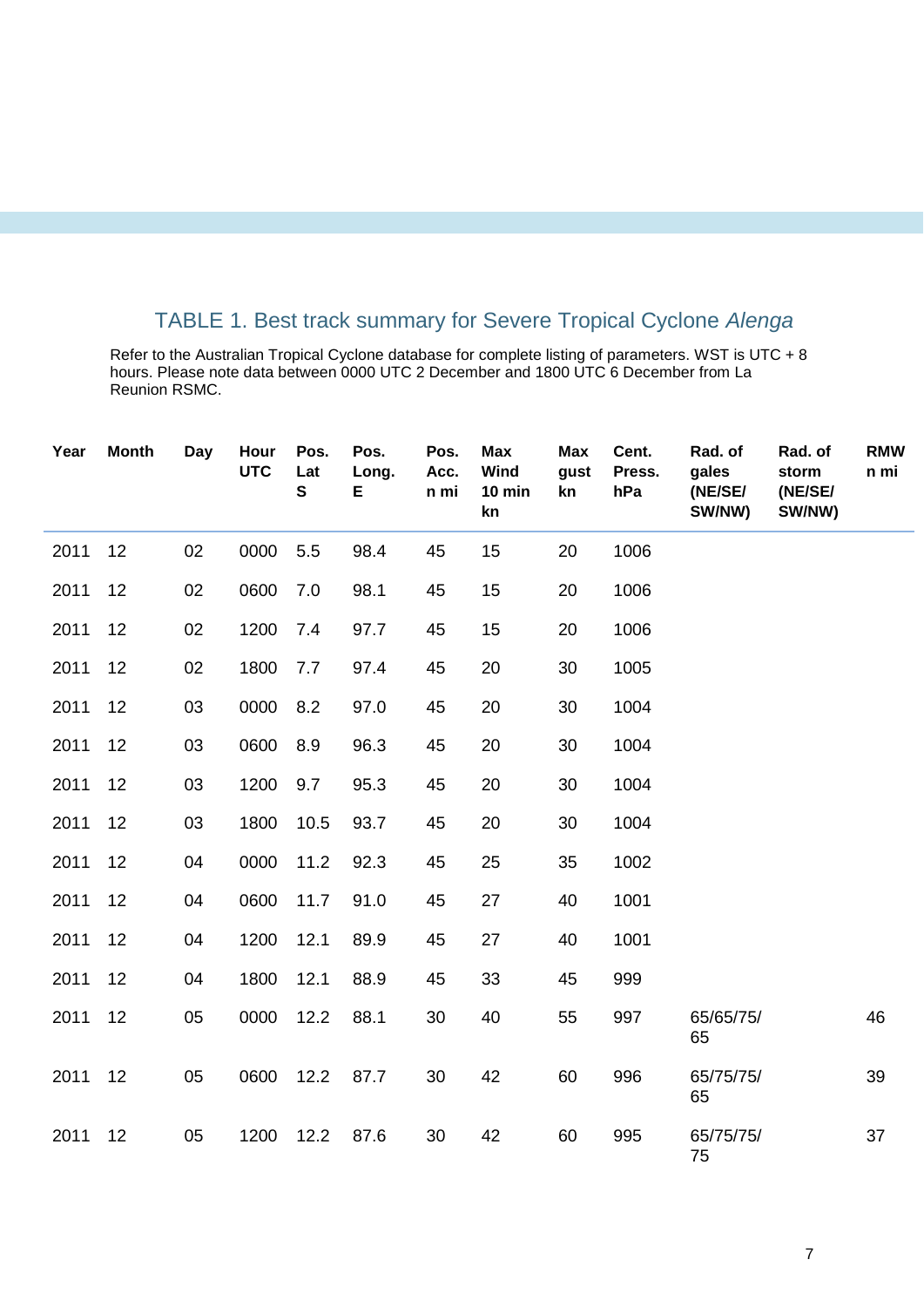# TABLE 1. Best track summary for Severe Tropical Cyclone *Alenga*

Refer to the Australian Tropical Cyclone database for complete listing of parameters. WST is UTC + 8 hours. Please note data between 0000 UTC 2 December and 1800 UTC 6 December from La Reunion RSMC.

| Year | Month | Day | Hour UTC | Pos. Lat S | Pos. Long. E | Pos. Acc. n mi | Max Wind 10 min kn | Max gust kn | Cent. Press. hPa | Rad. of gales (NE/SE/ SW/NW) | Rad. of storm (NE/SE/ SW/NW) | RMW n mi |
|---|---|---|---|---|---|---|---|---|---|---|---|---|
| 2011 | 12 | 02 | 0000 | 5.5 | 98.4 | 45 | 15 | 20 | 1006 | | | |
| 2011 | 12 | 02 | 0600 | 7.0 | 98.1 | 45 | 15 | 20 | 1006 | | | |
| 2011 | 12 | 02 | 1200 | 7.4 | 97.7 | 45 | 15 | 20 | 1006 | | | |
| 2011 | 12 | 02 | 1800 | 7.7 | 97.4 | 45 | 20 | 30 | 1005 | | | |
| 2011 | 12 | 03 | 0000 | 8.2 | 97.0 | 45 | 20 | 30 | 1004 | | | |
| 2011 | 12 | 03 | 0600 | 8.9 | 96.3 | 45 | 20 | 30 | 1004 | | | |
| 2011 | 12 | 03 | 1200 | 9.7 | 95.3 | 45 | 20 | 30 | 1004 | | | |
| 2011 | 12 | 03 | 1800 | 10.5 | 93.7 | 45 | 20 | 30 | 1004 | | | |
| 2011 | 12 | 04 | 0000 | 11.2 | 92.3 | 45 | 25 | 35 | 1002 | | | |
| 2011 | 12 | 04 | 0600 | 11.7 | 91.0 | 45 | 27 | 40 | 1001 | | | |
| 2011 | 12 | 04 | 1200 | 12.1 | 89.9 | 45 | 27 | 40 | 1001 | | | |
| 2011 | 12 | 04 | 1800 | 12.1 | 88.9 | 45 | 33 | 45 | 999 | | | |
| 2011 | 12 | 05 | 0000 | 12.2 | 88.1 | 30 | 40 | 55 | 997 | 65/65/75/ 65 | | 46 |
| 2011 | 12 | 05 | 0600 | 12.2 | 87.7 | 30 | 42 | 60 | 996 | 65/75/75/ 65 | | 39 |
| 2011 | 12 | 05 | 1200 | 12.2 | 87.6 | 30 | 42 | 60 | 995 | 65/75/75/ 75 | | 37 |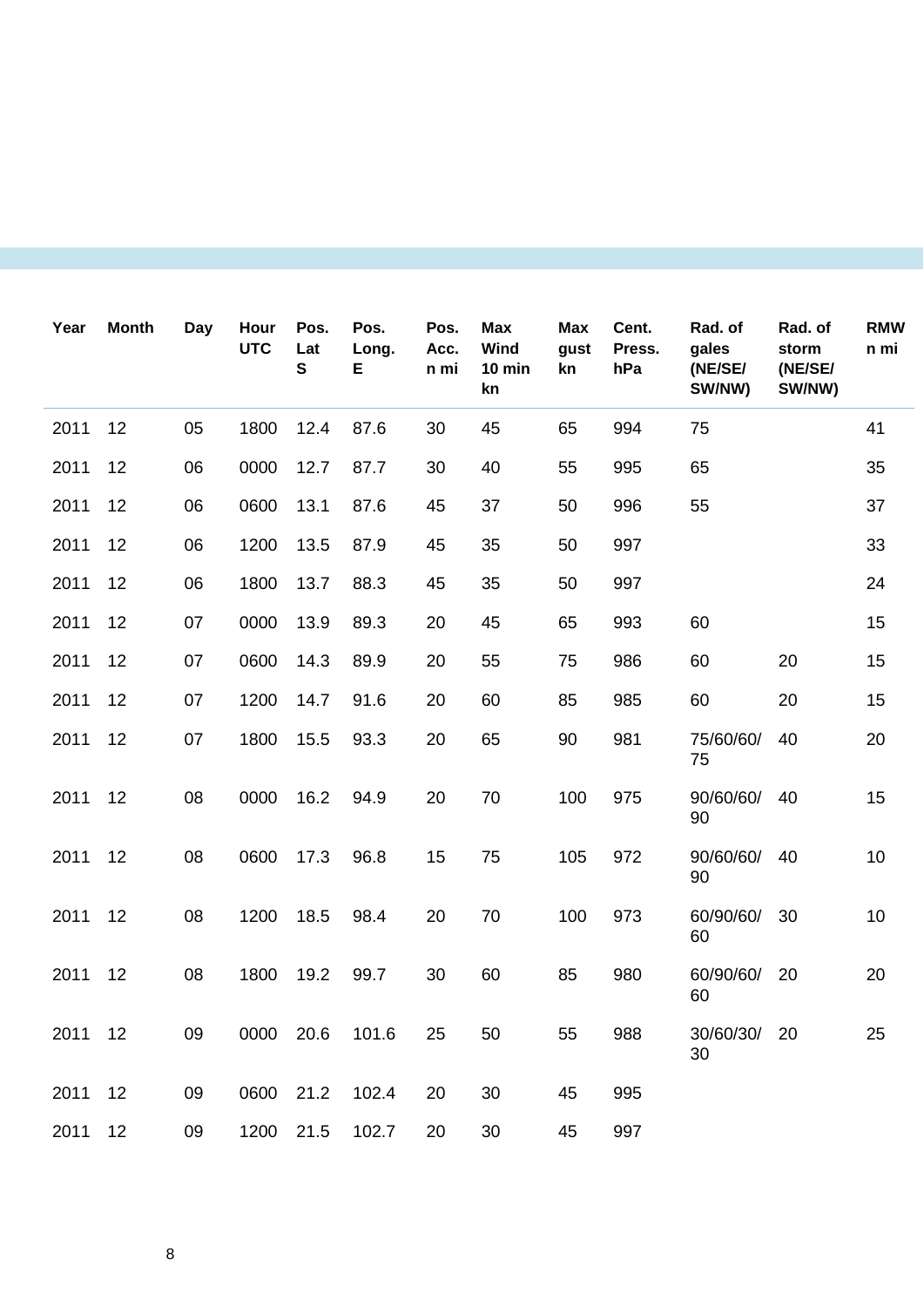| Year | Month | Day | Hour UTC | Pos. Lat S | Pos. Long. E | Pos. Acc. n mi | Max Wind 10 min kn | Max gust kn | Cent. Press. hPa | Rad. of gales (NE/SE/ SW/NW) | Rad. of storm (NE/SE/ SW/NW) | RMW n mi |
|---|---|---|---|---|---|---|---|---|---|---|---|---|
| 2011 | 12 | 05 | 1800 | 12.4 | 87.6 | 30 | 45 | 65 | 994 | 75 | | 41 |
| 2011 | 12 | 06 | 0000 | 12.7 | 87.7 | 30 | 40 | 55 | 995 | 65 | | 35 |
| 2011 | 12 | 06 | 0600 | 13.1 | 87.6 | 45 | 37 | 50 | 996 | 55 | | 37 |
| 2011 | 12 | 06 | 1200 | 13.5 | 87.9 | 45 | 35 | 50 | 997 | | | 33 |
| 2011 | 12 | 06 | 1800 | 13.7 | 88.3 | 45 | 35 | 50 | 997 | | | 24 |
| 2011 | 12 | 07 | 0000 | 13.9 | 89.3 | 20 | 45 | 65 | 993 | 60 | | 15 |
| 2011 | 12 | 07 | 0600 | 14.3 | 89.9 | 20 | 55 | 75 | 986 | 60 | 20 | 15 |
| 2011 | 12 | 07 | 1200 | 14.7 | 91.6 | 20 | 60 | 85 | 985 | 60 | 20 | 15 |
| 2011 | 12 | 07 | 1800 | 15.5 | 93.3 | 20 | 65 | 90 | 981 | 75/60/60/ 75 | 40 | 20 |
| 2011 | 12 | 08 | 0000 | 16.2 | 94.9 | 20 | 70 | 100 | 975 | 90/60/60/ 90 | 40 | 15 |
| 2011 | 12 | 08 | 0600 | 17.3 | 96.8 | 15 | 75 | 105 | 972 | 90/60/60/ 90 | 40 | 10 |
| 2011 | 12 | 08 | 1200 | 18.5 | 98.4 | 20 | 70 | 100 | 973 | 60/90/60/ 60 | 30 | 10 |
| 2011 | 12 | 08 | 1800 | 19.2 | 99.7 | 30 | 60 | 85 | 980 | 60/90/60/ 60 | 20 | 20 |
| 2011 | 12 | 09 | 0000 | 20.6 | 101.6 | 25 | 50 | 55 | 988 | 30/60/30/ 30 | 20 | 25 |
| 2011 | 12 | 09 | 0600 | 21.2 | 102.4 | 20 | 30 | 45 | 995 | | | |
| 2011 | 12 | 09 | 1200 | 21.5 | 102.7 | 20 | 30 | 45 | 997 | | | |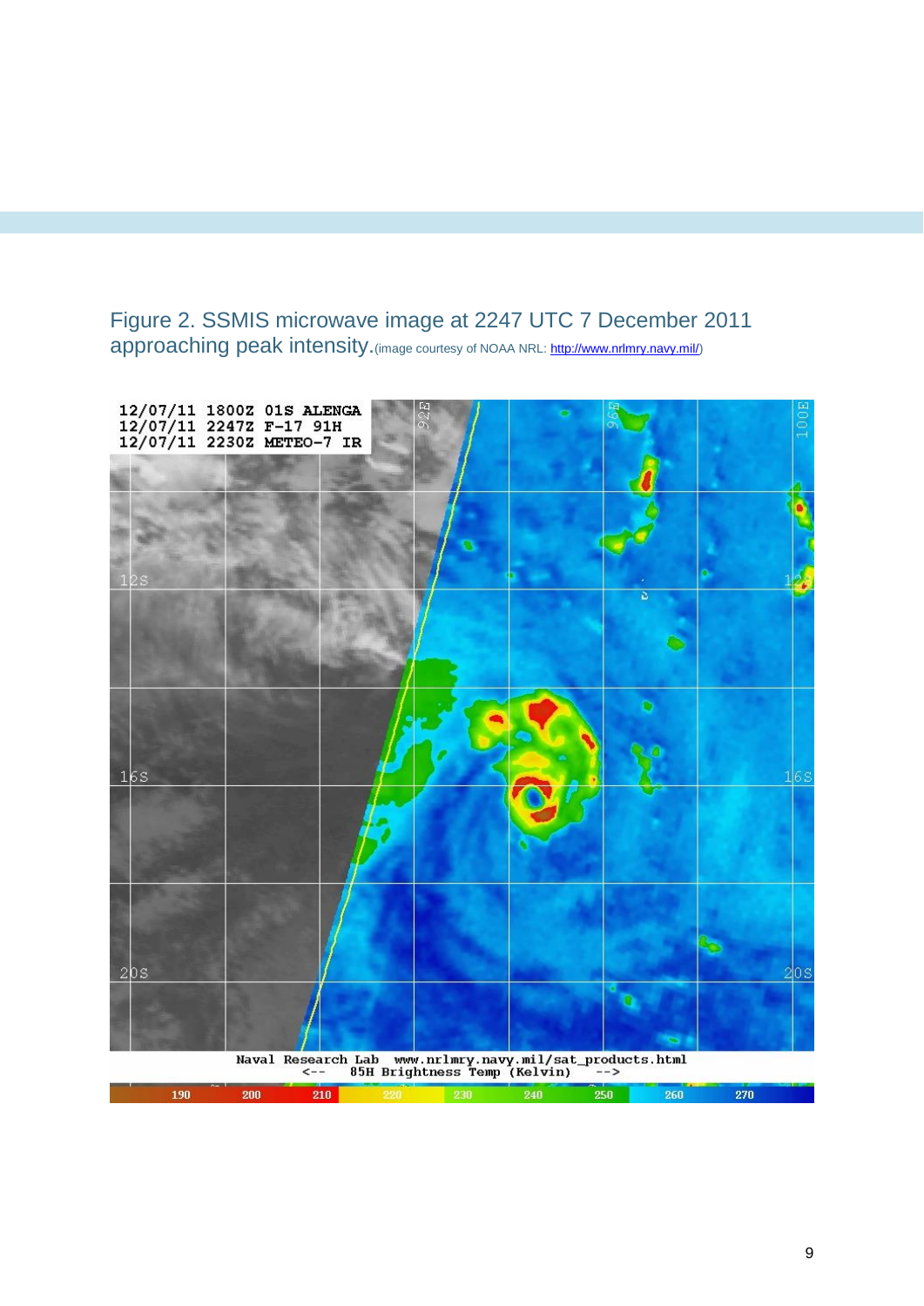Figure 2. SSMIS microwave image at 2247 UTC 7 December 2011 approaching peak intensity. (image courtesy of NOAA NRL: http://www.nrlmry.navy.mil/)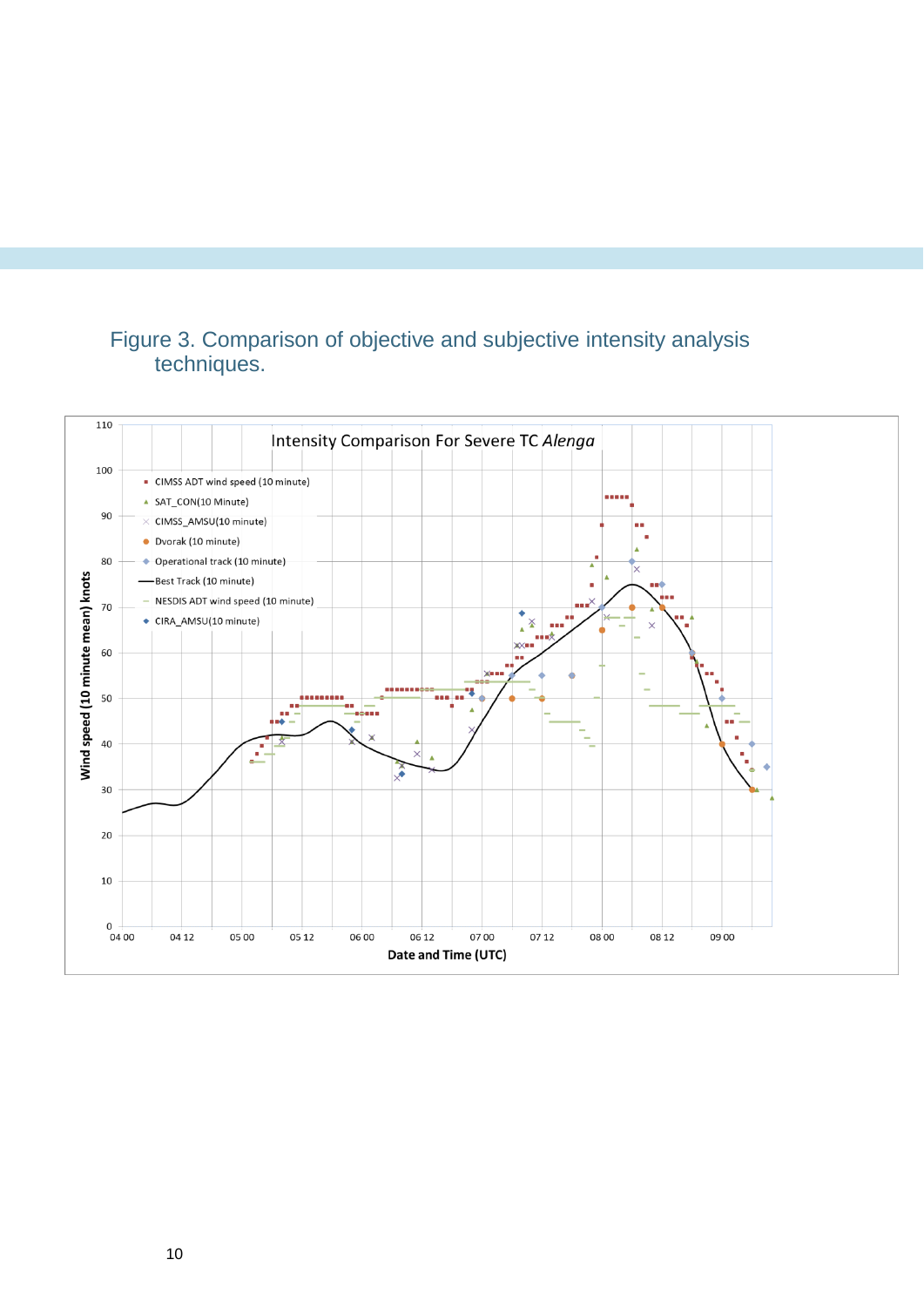Figure 3. Comparison of objective and subjective intensity analysis techniques.

Intensity Comparison For Severe TC *Alenga*

- CIMSS ADT wind speed (10 minute)
- SAT_CON(10 Minute)
- CIMSS_AMSU(10 minute)
- Dvorak (10 minute)
- Operational track (10 minute)
- Best Track (10 minute)
- NESDIS ADT wind speed (10 minute)
- CIRA_AMSU(10 minute)

Wind speed (10 minute mean) knots

Date and Time (UTC)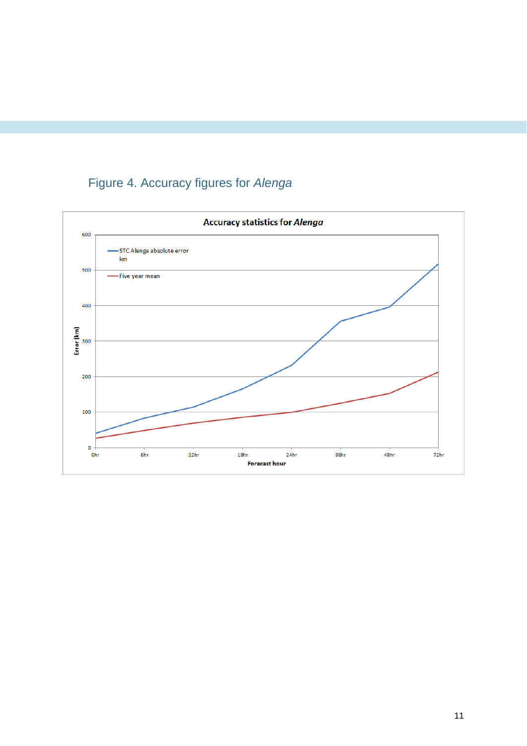## Figure 4. Accuracy figures for *Alenga*

Accuracy statistics for *Alenga*

600
500
400
300
200
100
0

Error (km)

STC Alenga absolute error km

Five year mean

0hr
6hr
12hr
18hr
24hr
36hr
48hr
72hr

Forecast hour